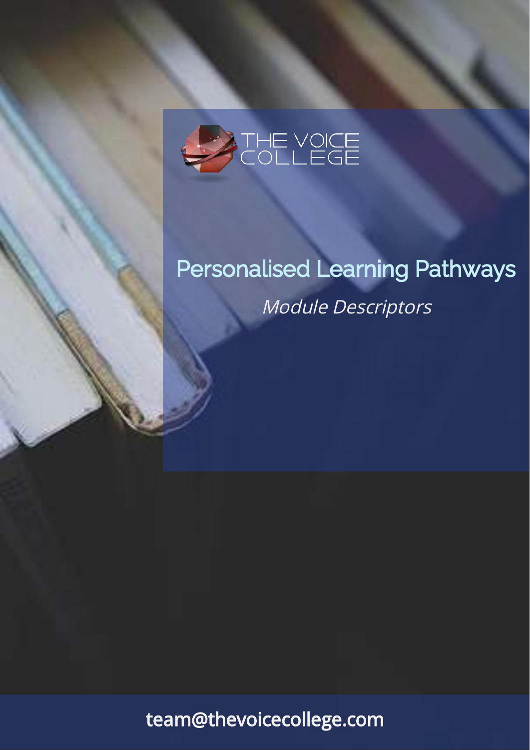THE VOICE COLLEGE

# Personalised Learning Pathways

*Module Descriptors*

team@thevoicecollege.com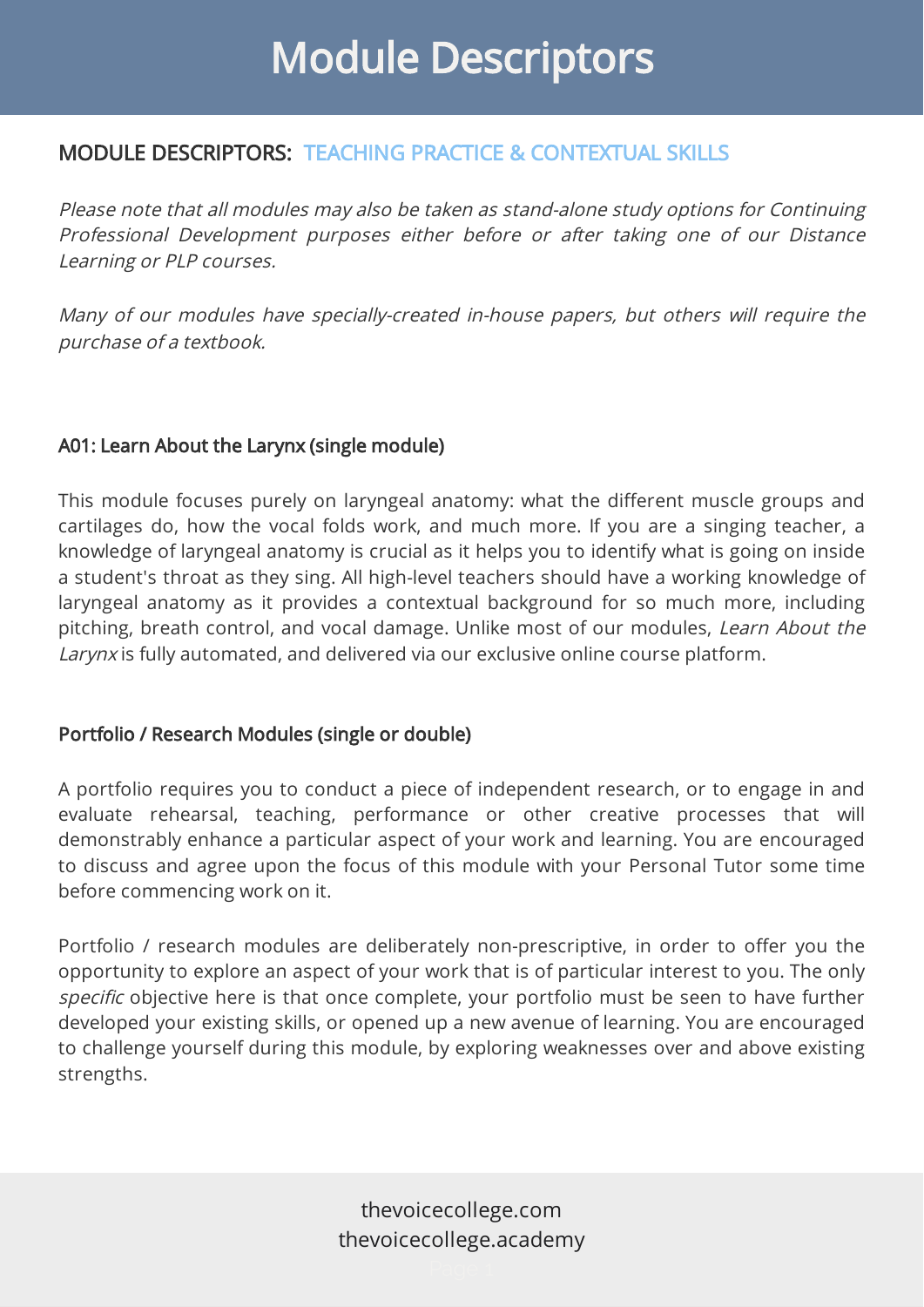# Module Descriptors

## MODULE DESCRIPTORS: TEACHING PRACTICE & CONTEXTUAL SKILLS

*Please note that all modules may also be taken as stand-alone study options for Continuing Professional Development purposes either before or after taking one of our Distance Learning or PLP courses.*

*Many of our modules have specially-created in-house papers, but others will require the purchase of a textbook.*

### A01: Learn About the Larynx (single module)

This module focuses purely on laryngeal anatomy: what the different muscle groups and cartilages do, how the vocal folds work, and much more. If you are a singing teacher, a knowledge of laryngeal anatomy is crucial as it helps you to identify what is going on inside a student's throat as they sing. All high-level teachers should have a working knowledge of laryngeal anatomy as it provides a contextual background for so much more, including pitching, breath control, and vocal damage. Unlike most of our modules, *Learn About the Larynx* is fully automated, and delivered via our exclusive online course platform.

### Portfolio / Research Modules (single or double)

A portfolio requires you to conduct a piece of independent research, or to engage in and evaluate rehearsal, teaching, performance or other creative processes that will demonstrably enhance a particular aspect of your work and learning. You are encouraged to discuss and agree upon the focus of this module with your Personal Tutor some time before commencing work on it.

Portfolio / research modules are deliberately non-prescriptive, in order to offer you the opportunity to explore an aspect of your work that is of particular interest to you. The only *specific* objective here is that once complete, your portfolio must be seen to have further developed your existing skills, or opened up a new avenue of learning. You are encouraged to challenge yourself during this module, by exploring weaknesses over and above existing strengths.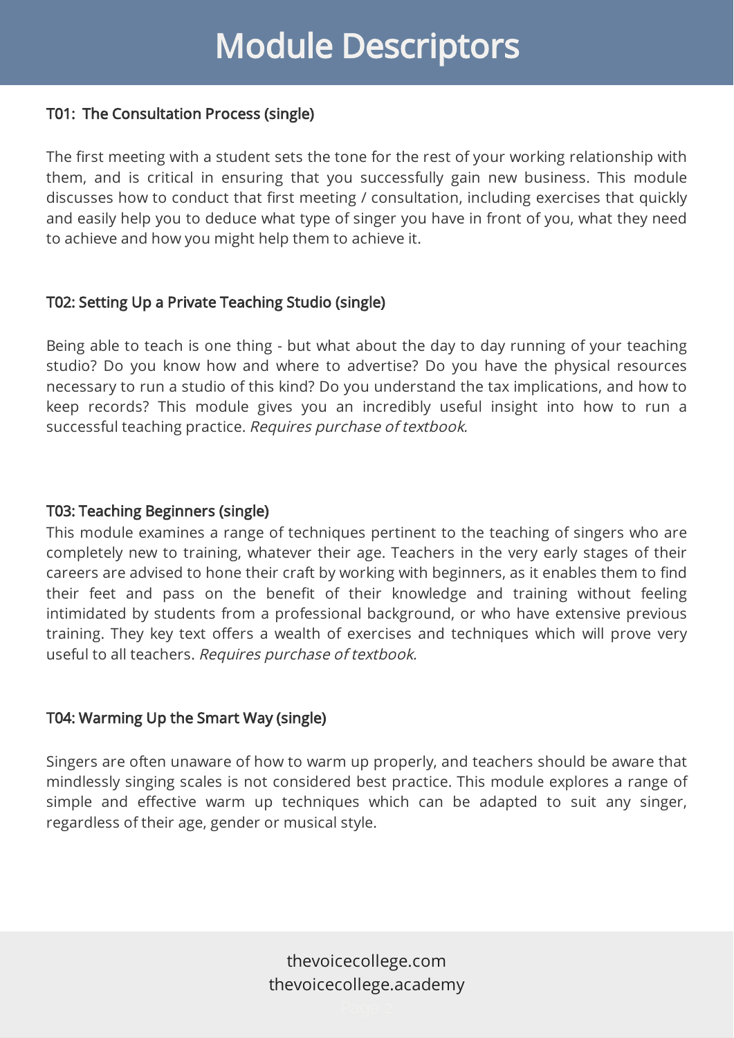# Module Descriptors

### T01: The Consultation Process (single)

The first meeting with a student sets the tone for the rest of your working relationship with them, and is critical in ensuring that you successfully gain new business. This module discusses how to conduct that first meeting / consultation, including exercises that quickly and easily help you to deduce what type of singer you have in front of you, what they need to achieve and how you might help them to achieve it.

### T02: Setting Up a Private Teaching Studio (single)

Being able to teach is one thing - but what about the day to day running of your teaching studio? Do you know how and where to advertise? Do you have the physical resources necessary to run a studio of this kind? Do you understand the tax implications, and how to keep records? This module gives you an incredibly useful insight into how to run a successful teaching practice. *Requires purchase of textbook.*

### T03: Teaching Beginners (single)

This module examines a range of techniques pertinent to the teaching of singers who are completely new to training, whatever their age. Teachers in the very early stages of their careers are advised to hone their craft by working with beginners, as it enables them to find their feet and pass on the benefit of their knowledge and training without feeling intimidated by students from a professional background, or who have extensive previous training. They key text offers a wealth of exercises and techniques which will prove very useful to all teachers. *Requires purchase of textbook.*

### T04: Warming Up the Smart Way (single)

Singers are often unaware of how to warm up properly, and teachers should be aware that mindlessly singing scales is not considered best practice. This module explores a range of simple and effective warm up techniques which can be adapted to suit any singer, regardless of their age, gender or musical style.

thevoicecollege.com
thevoicecollege.academy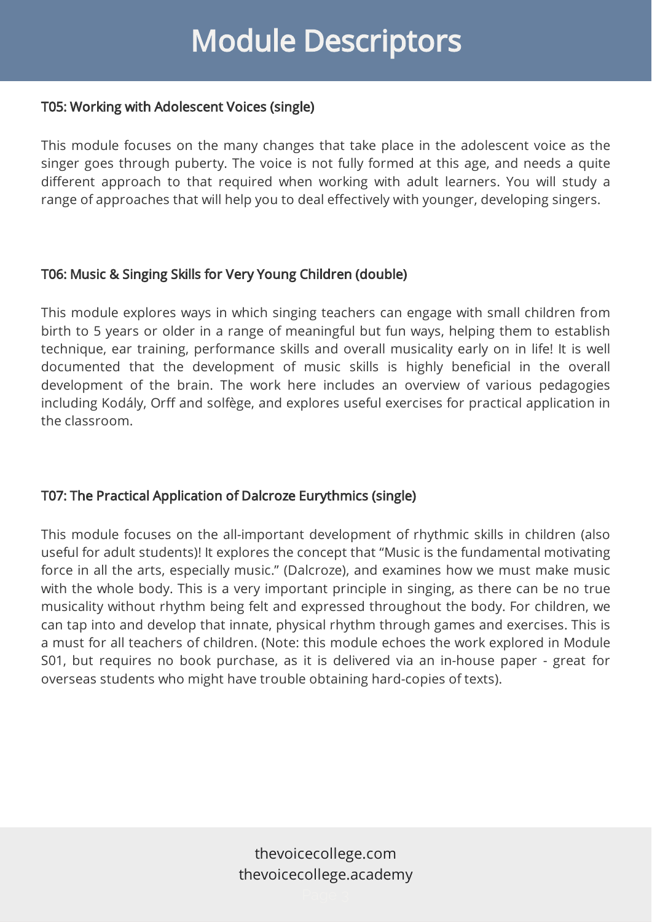# Module Descriptors

### T05: Working with Adolescent Voices (single)

This module focuses on the many changes that take place in the adolescent voice as the singer goes through puberty. The voice is not fully formed at this age, and needs a quite different approach to that required when working with adult learners. You will study a range of approaches that will help you to deal effectively with younger, developing singers.

### T06: Music & Singing Skills for Very Young Children (double)

This module explores ways in which singing teachers can engage with small children from birth to 5 years or older in a range of meaningful but fun ways, helping them to establish technique, ear training, performance skills and overall musicality early on in life! It is well documented that the development of music skills is highly beneficial in the overall development of the brain. The work here includes an overview of various pedagogies including Kodály, Orff and solfège, and explores useful exercises for practical application in the classroom.

### T07: The Practical Application of Dalcroze Eurythmics (single)

This module focuses on the all-important development of rhythmic skills in children (also useful for adult students)! It explores the concept that "Music is the fundamental motivating force in all the arts, especially music." (Dalcroze), and examines how we must make music with the whole body. This is a very important principle in singing, as there can be no true musicality without rhythm being felt and expressed throughout the body. For children, we can tap into and develop that innate, physical rhythm through games and exercises. This is a must for all teachers of children. (Note: this module echoes the work explored in Module S01, but requires no book purchase, as it is delivered via an in-house paper - great for overseas students who might have trouble obtaining hard-copies of texts).

thevoicecollege.com
thevoicecollege.academy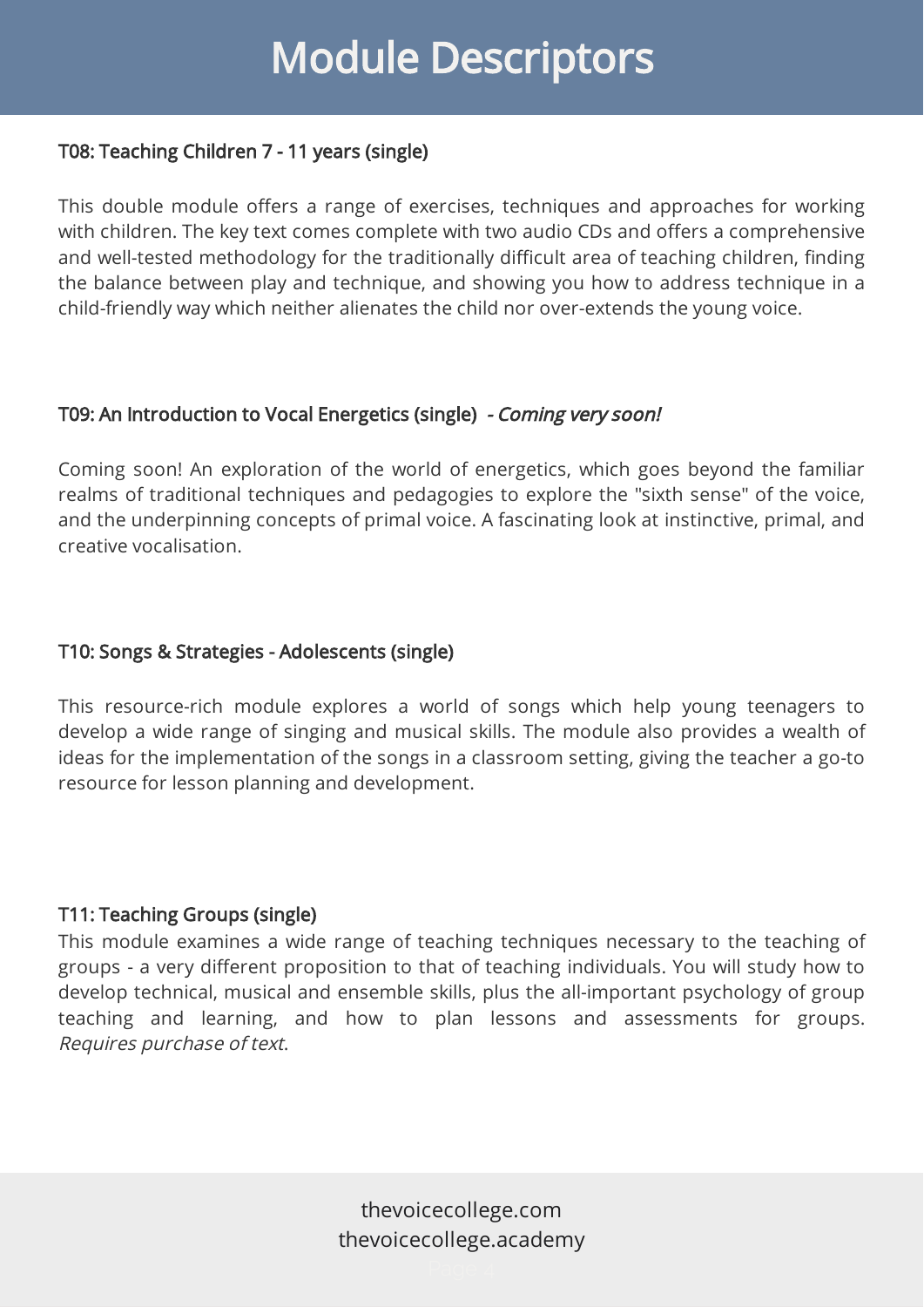# Module Descriptors

### T08: Teaching Children 7 - 11 years (single)

This double module offers a range of exercises, techniques and approaches for working with children. The key text comes complete with two audio CDs and offers a comprehensive and well-tested methodology for the traditionally difficult area of teaching children, finding the balance between play and technique, and showing you how to address technique in a child-friendly way which neither alienates the child nor over-extends the young voice.

### T09: An Introduction to Vocal Energetics (single) *- Coming very soon!*

Coming soon! An exploration of the world of energetics, which goes beyond the familiar realms of traditional techniques and pedagogies to explore the "sixth sense" of the voice, and the underpinning concepts of primal voice. A fascinating look at instinctive, primal, and creative vocalisation.

### T10: Songs & Strategies - Adolescents (single)

This resource-rich module explores a world of songs which help young teenagers to develop a wide range of singing and musical skills. The module also provides a wealth of ideas for the implementation of the songs in a classroom setting, giving the teacher a go-to resource for lesson planning and development.

### T11: Teaching Groups (single)

This module examines a wide range of teaching techniques necessary to the teaching of groups - a very different proposition to that of teaching individuals. You will study how to develop technical, musical and ensemble skills, plus the all-important psychology of group teaching and learning, and how to plan lessons and assessments for groups. *Requires purchase of text.*

thevoicecollege.com
thevoicecollege.academy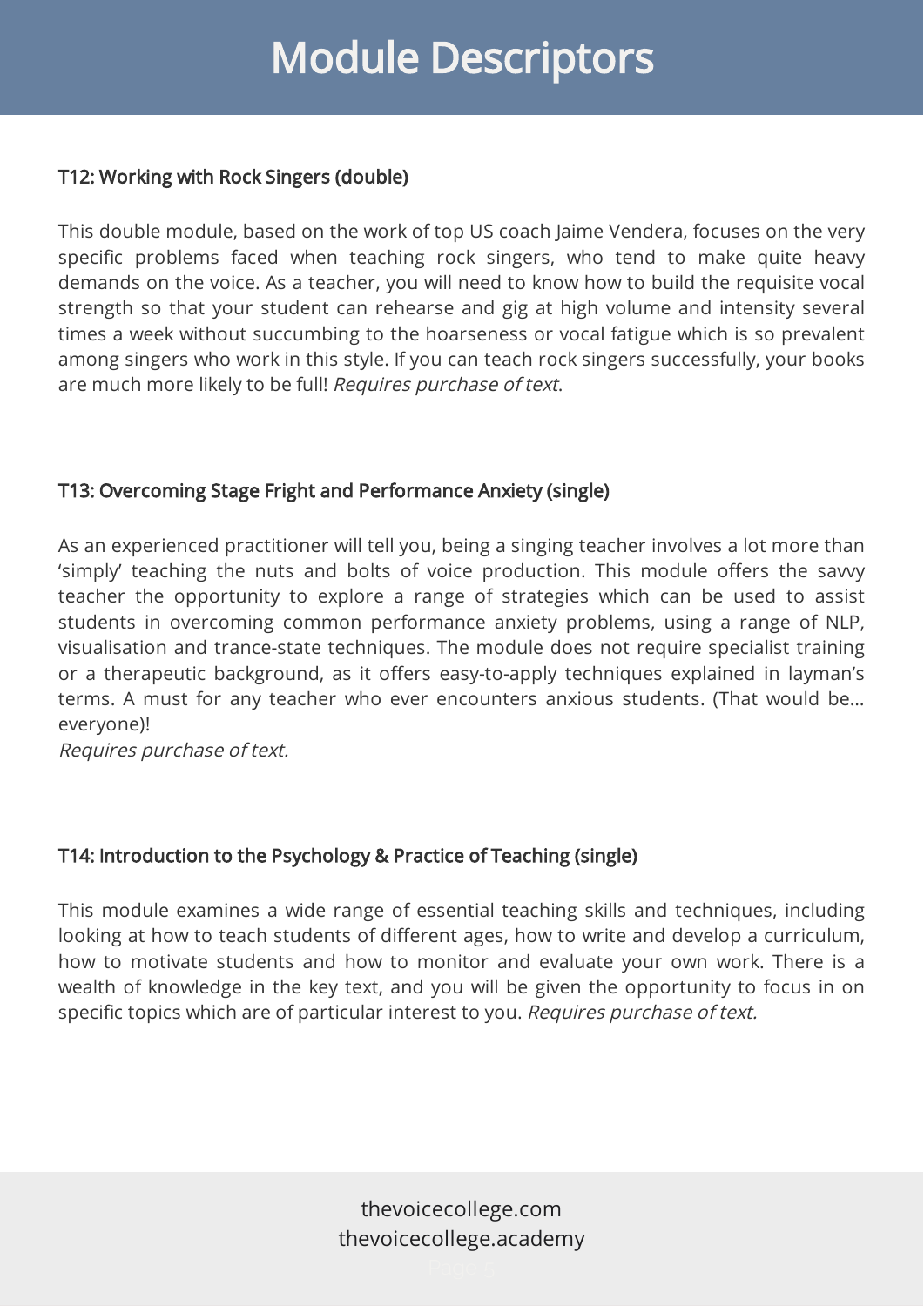# Module Descriptors

### T12: Working with Rock Singers (double)

This double module, based on the work of top US coach Jaime Vendera, focuses on the very specific problems faced when teaching rock singers, who tend to make quite heavy demands on the voice. As a teacher, you will need to know how to build the requisite vocal strength so that your student can rehearse and gig at high volume and intensity several times a week without succumbing to the hoarseness or vocal fatigue which is so prevalent among singers who work in this style. If you can teach rock singers successfully, your books are much more likely to be full! *Requires purchase of text.*

### T13: Overcoming Stage Fright and Performance Anxiety (single)

As an experienced practitioner will tell you, being a singing teacher involves a lot more than 'simply' teaching the nuts and bolts of voice production. This module offers the savvy teacher the opportunity to explore a range of strategies which can be used to assist students in overcoming common performance anxiety problems, using a range of NLP, visualisation and trance-state techniques. The module does not require specialist training or a therapeutic background, as it offers easy-to-apply techniques explained in layman's terms. A must for any teacher who ever encounters anxious students. (That would be… everyone)!

*Requires purchase of text.*

### T14: Introduction to the Psychology & Practice of Teaching (single)

This module examines a wide range of essential teaching skills and techniques, including looking at how to teach students of different ages, how to write and develop a curriculum, how to motivate students and how to monitor and evaluate your own work. There is a wealth of knowledge in the key text, and you will be given the opportunity to focus in on specific topics which are of particular interest to you. *Requires purchase of text.*

thevoicecollege.com
thevoicecollege.academy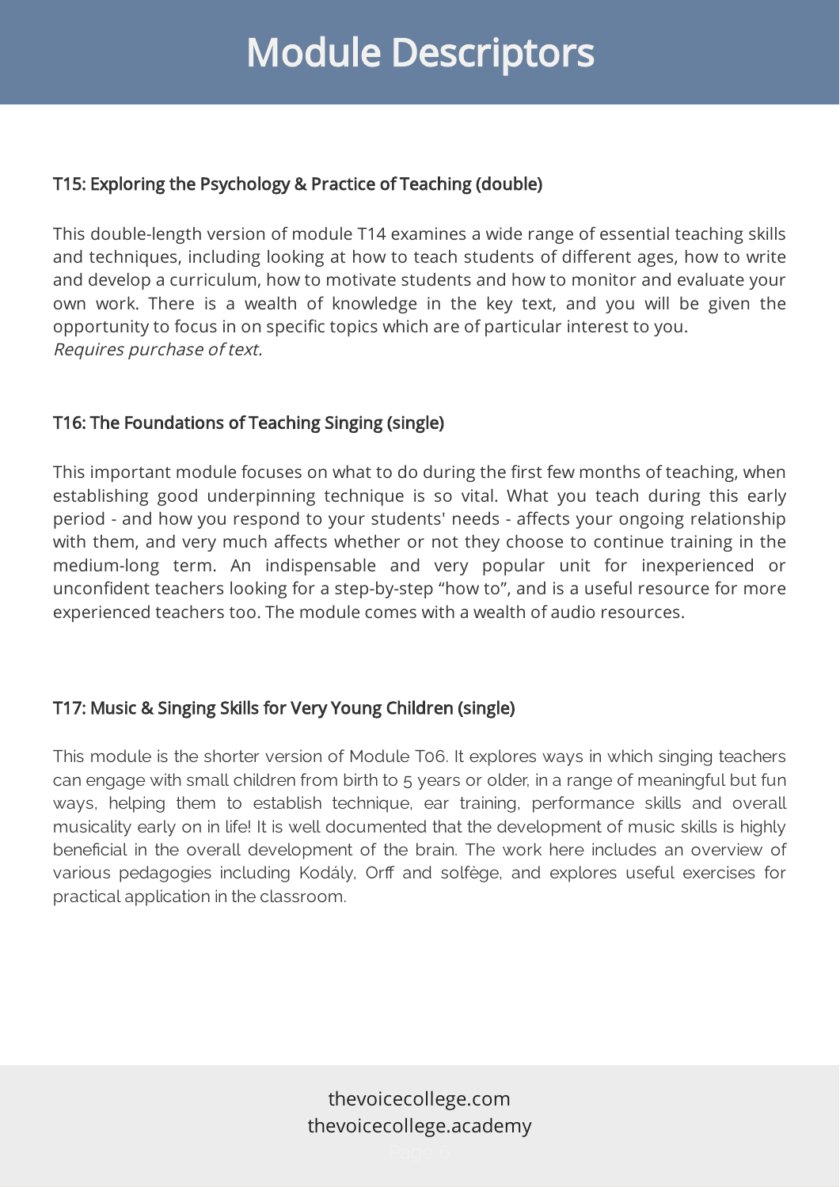# Module Descriptors

### T15: Exploring the Psychology & Practice of Teaching (double)

This double-length version of module T14 examines a wide range of essential teaching skills and techniques, including looking at how to teach students of different ages, how to write and develop a curriculum, how to motivate students and how to monitor and evaluate your own work. There is a wealth of knowledge in the key text, and you will be given the opportunity to focus in on specific topics which are of particular interest to you.
*Requires purchase of text.*

### T16: The Foundations of Teaching Singing (single)

This important module focuses on what to do during the first few months of teaching, when establishing good underpinning technique is so vital. What you teach during this early period - and how you respond to your students' needs - affects your ongoing relationship with them, and very much affects whether or not they choose to continue training in the medium-long term. An indispensable and very popular unit for inexperienced or unconfident teachers looking for a step-by-step “how to”, and is a useful resource for more experienced teachers too. The module comes with a wealth of audio resources.

### T17: Music & Singing Skills for Very Young Children (single)

This module is the shorter version of Module T06. It explores ways in which singing teachers can engage with small children from birth to 5 years or older, in a range of meaningful but fun ways, helping them to establish technique, ear training, performance skills and overall musicality early on in life! It is well documented that the development of music skills is highly beneficial in the overall development of the brain. The work here includes an overview of various pedagogies including Kodály, Orff and solfège, and explores useful exercises for practical application in the classroom.

thevoicecollege.com
thevoicecollege.academy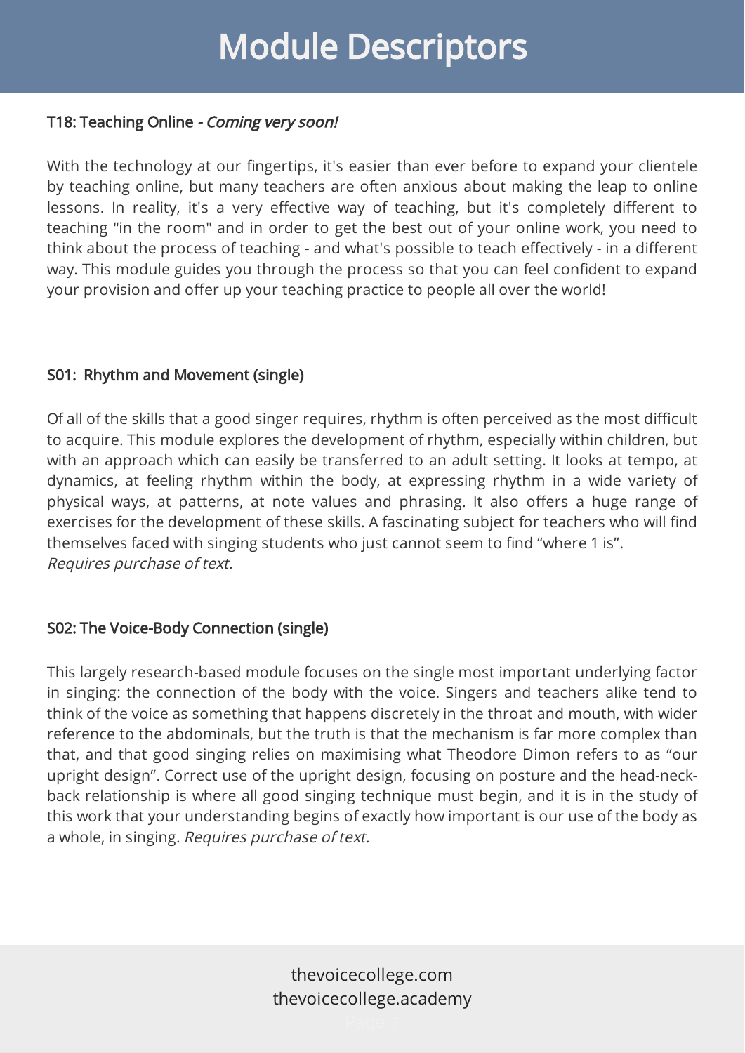# Module Descriptors

### T18: Teaching Online - *Coming very soon!*

With the technology at our fingertips, it's easier than ever before to expand your clientele by teaching online, but many teachers are often anxious about making the leap to online lessons. In reality, it's a very effective way of teaching, but it's completely different to teaching "in the room" and in order to get the best out of your online work, you need to think about the process of teaching - and what's possible to teach effectively - in a different way. This module guides you through the process so that you can feel confident to expand your provision and offer up your teaching practice to people all over the world!

### S01: Rhythm and Movement (single)

Of all of the skills that a good singer requires, rhythm is often perceived as the most difficult to acquire. This module explores the development of rhythm, especially within children, but with an approach which can easily be transferred to an adult setting. It looks at tempo, at dynamics, at feeling rhythm within the body, at expressing rhythm in a wide variety of physical ways, at patterns, at note values and phrasing. It also offers a huge range of exercises for the development of these skills. A fascinating subject for teachers who will find themselves faced with singing students who just cannot seem to find "where 1 is".
*Requires purchase of text.*

### S02: The Voice-Body Connection (single)

This largely research-based module focuses on the single most important underlying factor in singing: the connection of the body with the voice. Singers and teachers alike tend to think of the voice as something that happens discretely in the throat and mouth, with wider reference to the abdominals, but the truth is that the mechanism is far more complex than that, and that good singing relies on maximising what Theodore Dimon refers to as "our upright design". Correct use of the upright design, focusing on posture and the head-neck-back relationship is where all good singing technique must begin, and it is in the study of this work that your understanding begins of exactly how important is our use of the body as a whole, in singing. *Requires purchase of text.*

thevoicecollege.com
thevoicecollege.academy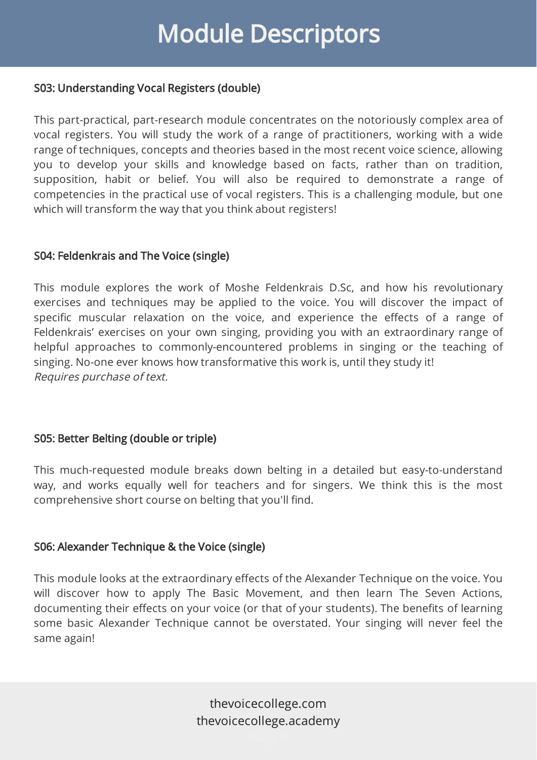# Module Descriptors

### S03: Understanding Vocal Registers (double)

This part-practical, part-research module concentrates on the notoriously complex area of vocal registers. You will study the work of a range of practitioners, working with a wide range of techniques, concepts and theories based in the most recent voice science, allowing you to develop your skills and knowledge based on facts, rather than on tradition, supposition, habit or belief. You will also be required to demonstrate a range of competencies in the practical use of vocal registers. This is a challenging module, but one which will transform the way that you think about registers!

### S04: Feldenkrais and The Voice (single)

This module explores the work of Moshe Feldenkrais D.Sc, and how his revolutionary exercises and techniques may be applied to the voice. You will discover the impact of specific muscular relaxation on the voice, and experience the effects of a range of Feldenkrais' exercises on your own singing, providing you with an extraordinary range of helpful approaches to commonly-encountered problems in singing or the teaching of singing. No-one ever knows how transformative this work is, until they study it!
*Requires purchase of text.*

### S05: Better Belting (double or triple)

This much-requested module breaks down belting in a detailed but easy-to-understand way, and works equally well for teachers and for singers. We think this is the most comprehensive short course on belting that you'll find.

### S06: Alexander Technique & the Voice (single)

This module looks at the extraordinary effects of the Alexander Technique on the voice. You will discover how to apply The Basic Movement, and then learn The Seven Actions, documenting their effects on your voice (or that of your students). The benefits of learning some basic Alexander Technique cannot be overstated. Your singing will never feel the same again!

thevoicecollege.com
thevoicecollege.academy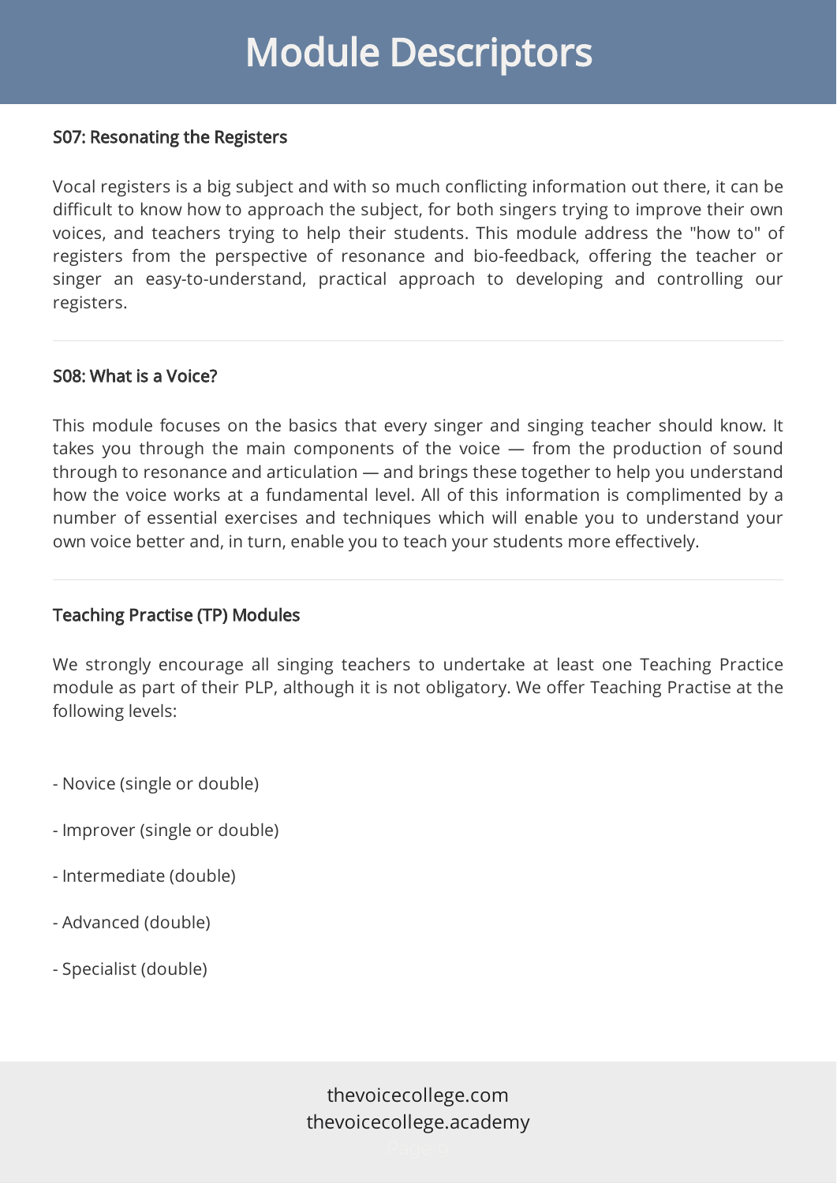# Module Descriptors

### S07: Resonating the Registers

Vocal registers is a big subject and with so much conflicting information out there, it can be difficult to know how to approach the subject, for both singers trying to improve their own voices, and teachers trying to help their students. This module address the "how to" of registers from the perspective of resonance and bio-feedback, offering the teacher or singer an easy-to-understand, practical approach to developing and controlling our registers.

---

### S08: What is a Voice?

This module focuses on the basics that every singer and singing teacher should know. It takes you through the main components of the voice — from the production of sound through to resonance and articulation — and brings these together to help you understand how the voice works at a fundamental level. All of this information is complimented by a number of essential exercises and techniques which will enable you to understand your own voice better and, in turn, enable you to teach your students more effectively.

---

### Teaching Practise (TP) Modules

We strongly encourage all singing teachers to undertake at least one Teaching Practice module as part of their PLP, although it is not obligatory. We offer Teaching Practise at the following levels:

- Novice (single or double)
- Improver (single or double)
- Intermediate (double)
- Advanced (double)
- Specialist (double)

thevoicecollege.com
thevoicecollege.academy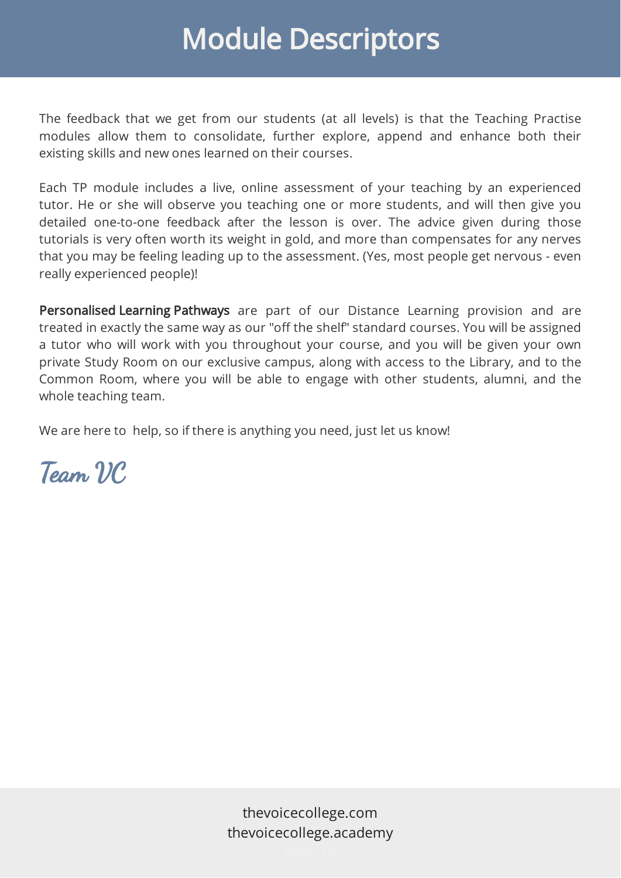# Module Descriptors

The feedback that we get from our students (at all levels) is that the Teaching Practise modules allow them to consolidate, further explore, append and enhance both their existing skills and new ones learned on their courses.

Each TP module includes a live, online assessment of your teaching by an experienced tutor. He or she will observe you teaching one or more students, and will then give you detailed one-to-one feedback after the lesson is over. The advice given during those tutorials is very often worth its weight in gold, and more than compensates for any nerves that you may be feeling leading up to the assessment. (Yes, most people get nervous - even really experienced people)!

**Personalised Learning Pathways** are part of our Distance Learning provision and are treated in exactly the same way as our "off the shelf" standard courses. You will be assigned a tutor who will work with you throughout your course, and you will be given your own private Study Room on our exclusive campus, along with access to the Library, and to the Common Room, where you will be able to engage with other students, alumni, and the whole teaching team.

We are here to help, so if there is anything you need, just let us know!

*Team VC*

thevoicecollege.com
thevoicecollege.academy